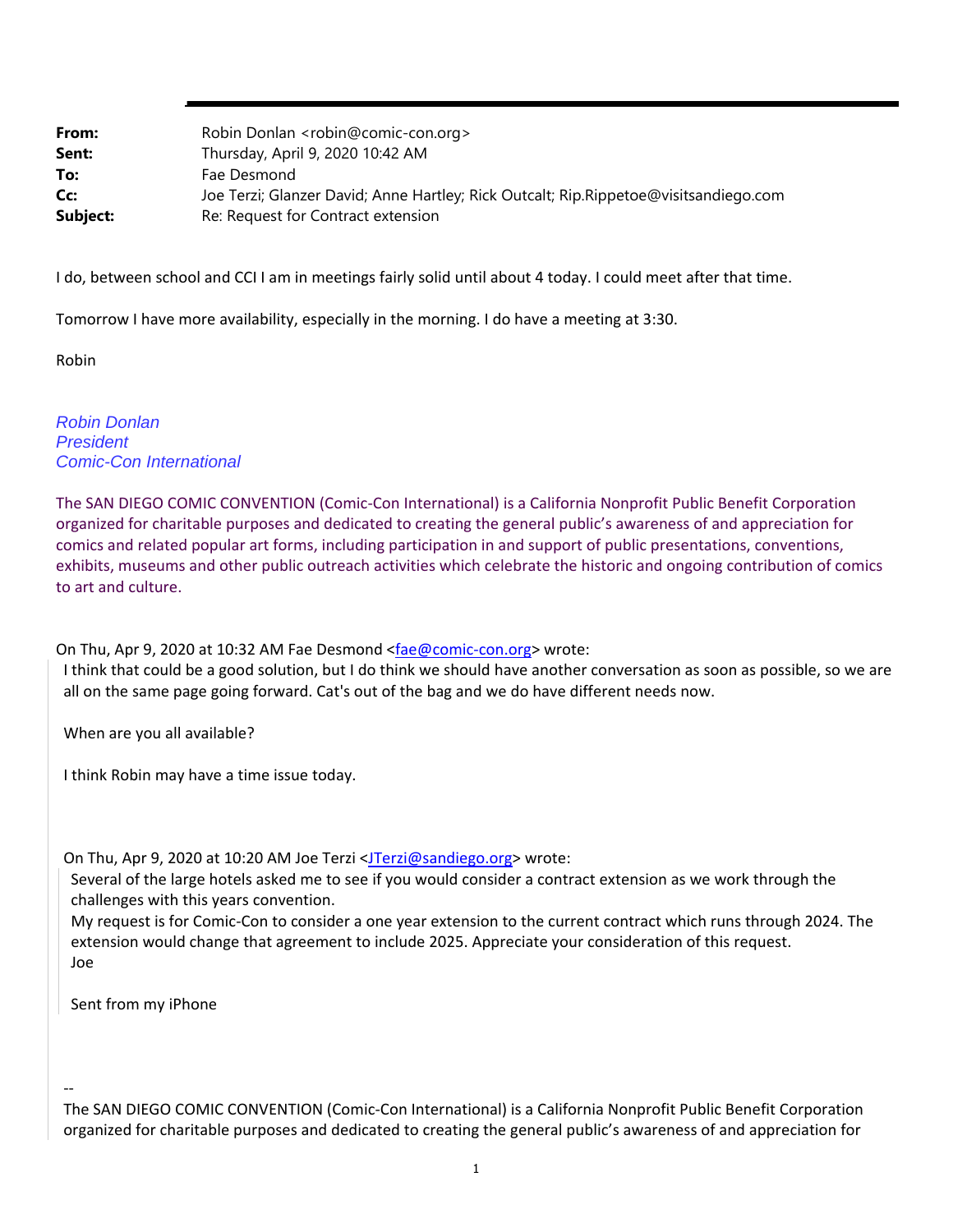**From:** Robin Donlan <robin@comic-con.org>
**Sent:** Thursday, April 9, 2020 10:42 AM
**To:** Fae Desmond
**Cc:** Joe Terzi; Glanzer David; Anne Hartley; Rick Outcalt; Rip.Rippetoe@visitsandiego.com
**Subject:** Re: Request for Contract extension

I do, between school and CCI I am in meetings fairly solid until about 4 today. I could meet after that time.

Tomorrow I have more availability, especially in the morning. I do have a meeting at 3:30.

Robin

*Robin Donlan*
*President*
*Comic-Con International*

The SAN DIEGO COMIC CONVENTION (Comic-Con International) is a California Nonprofit Public Benefit Corporation organized for charitable purposes and dedicated to creating the general public's awareness of and appreciation for comics and related popular art forms, including participation in and support of public presentations, conventions, exhibits, museums and other public outreach activities which celebrate the historic and ongoing contribution of comics to art and culture.

On Thu, Apr 9, 2020 at 10:32 AM Fae Desmond <fae@comic-con.org> wrote:

> I think that could be a good solution, but I do think we should have another conversation as soon as possible, so we are all on the same page going forward. Cat's out of the bag and we do have different needs now.
>
> When are you all available?
>
> I think Robin may have a time issue today.
>
> On Thu, Apr 9, 2020 at 10:20 AM Joe Terzi <JTerzi@sandiego.org> wrote:
>
>> Several of the large hotels asked me to see if you would consider a contract extension as we work through the challenges with this years convention.
>> My request is for Comic-Con to consider a one year extension to the current contract which runs through 2024. The extension would change that agreement to include 2025. Appreciate your consideration of this request.
>> Joe
>>
>> Sent from my iPhone
>
> --
> The SAN DIEGO COMIC CONVENTION (Comic-Con International) is a California Nonprofit Public Benefit Corporation organized for charitable purposes and dedicated to creating the general public's awareness of and appreciation for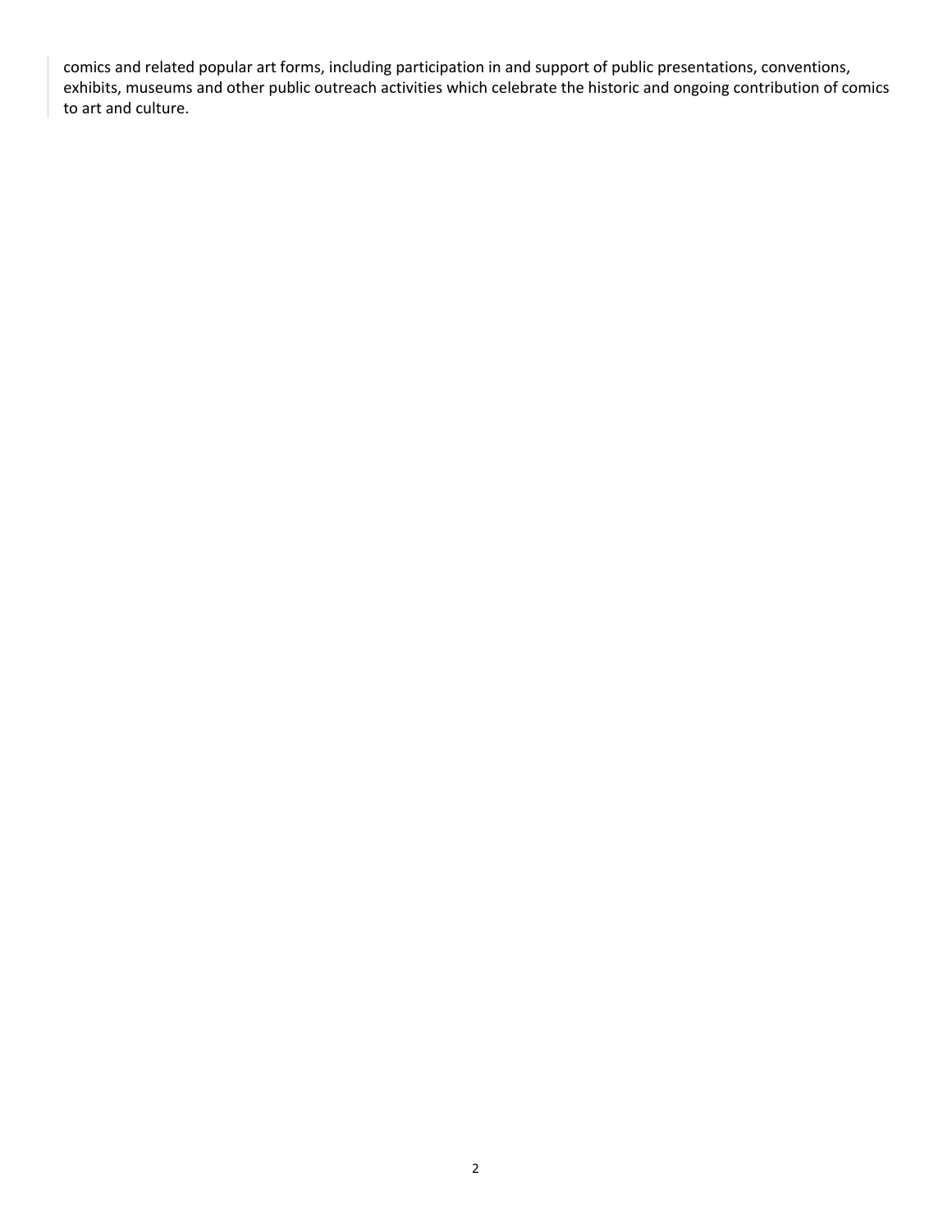comics and related popular art forms, including participation in and support of public presentations, conventions, exhibits, museums and other public outreach activities which celebrate the historic and ongoing contribution of comics to art and culture.